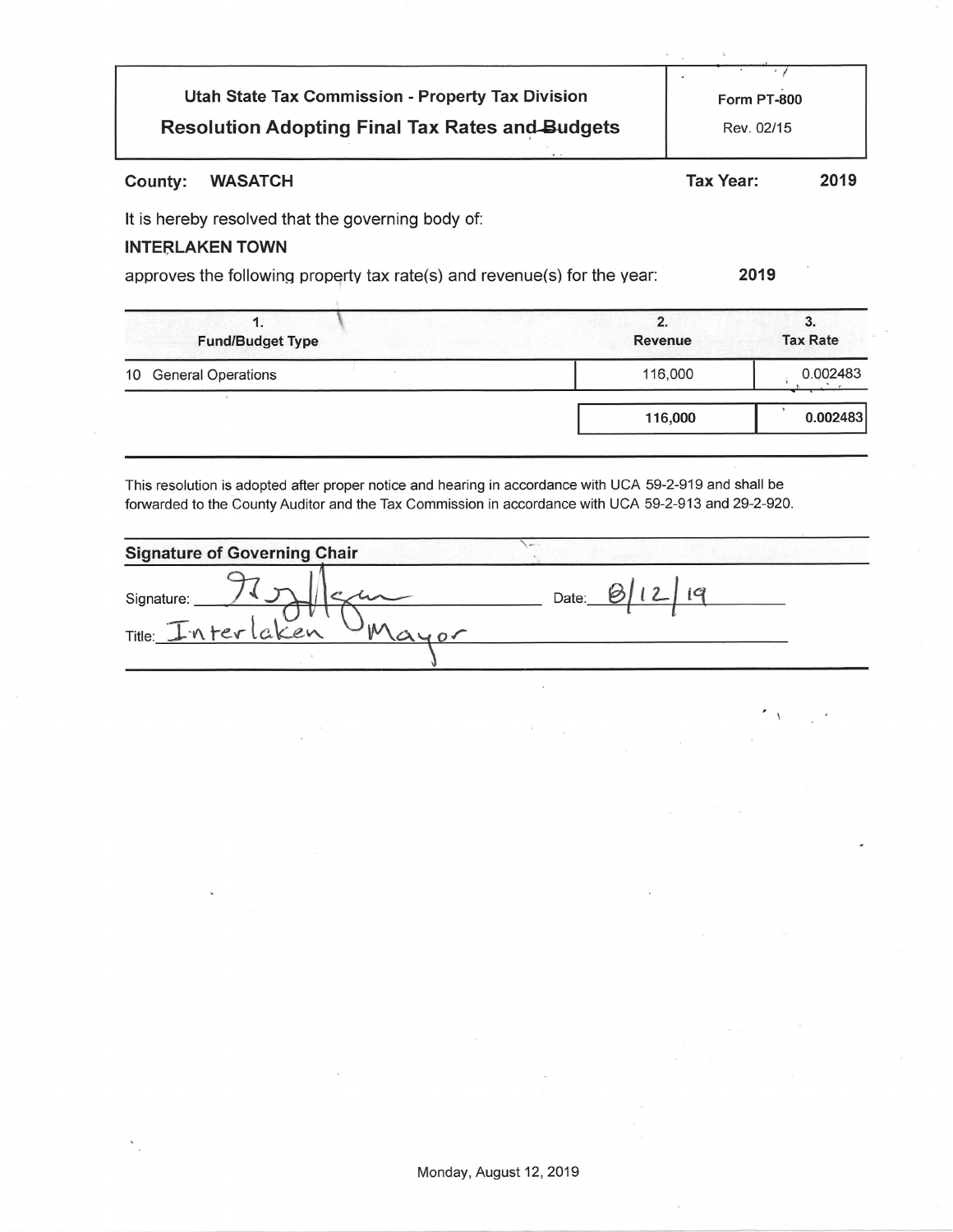| Utah State Tax Commission - Property Tax Division | Form PT-800 |
| --- | --- |
| **Resolution Adopting Final Tax Rates and Budgets** | Rev. 02/15 |

**County: WASATCH** **Tax Year: 2019**

It is hereby resolved that the governing body of:

**INTERLAKEN TOWN**

approves the following property tax rate(s) and revenue(s) for the year: **2019**

| 1. Fund/Budget Type | 2. Revenue | 3. Tax Rate |
| --- | --- | --- |
| 10 General Operations | 116,000 | 0.002483 |
| | **116,000** | **0.002483** |

This resolution is adopted after proper notice and hearing in accordance with UCA 59-2-919 and shall be forwarded to the County Auditor and the Tax Commission in accordance with UCA 59-2-913 and 29-2-920.

**Signature of Governing Chair**

Signature: [signature] Date: 8/12/19

Title: Interlaken Mayor

Monday, August 12, 2019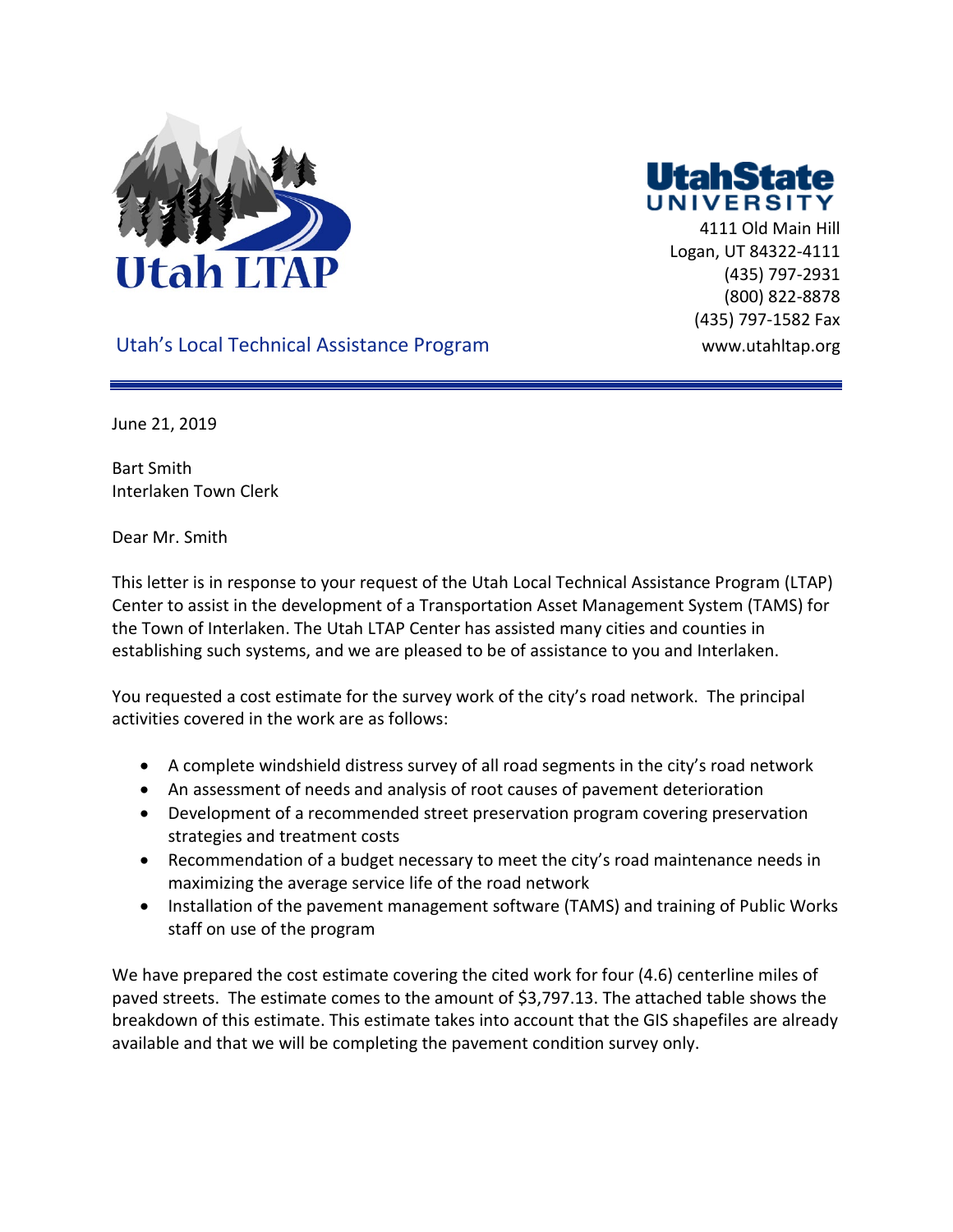Utah LTAP

Utah's Local Technical Assistance Program

UtahState UNIVERSITY
4111 Old Main Hill
Logan, UT 84322-4111
(435) 797-2931
(800) 822-8878
(435) 797-1582 Fax
www.utahltap.org

June 21, 2019

Bart Smith
Interlaken Town Clerk

Dear Mr. Smith

This letter is in response to your request of the Utah Local Technical Assistance Program (LTAP) Center to assist in the development of a Transportation Asset Management System (TAMS) for the Town of Interlaken. The Utah LTAP Center has assisted many cities and counties in establishing such systems, and we are pleased to be of assistance to you and Interlaken.

You requested a cost estimate for the survey work of the city's road network. The principal activities covered in the work are as follows:

- A complete windshield distress survey of all road segments in the city's road network
- An assessment of needs and analysis of root causes of pavement deterioration
- Development of a recommended street preservation program covering preservation strategies and treatment costs
- Recommendation of a budget necessary to meet the city's road maintenance needs in maximizing the average service life of the road network
- Installation of the pavement management software (TAMS) and training of Public Works staff on use of the program

We have prepared the cost estimate covering the cited work for four (4.6) centerline miles of paved streets. The estimate comes to the amount of $3,797.13. The attached table shows the breakdown of this estimate. This estimate takes into account that the GIS shapefiles are already available and that we will be completing the pavement condition survey only.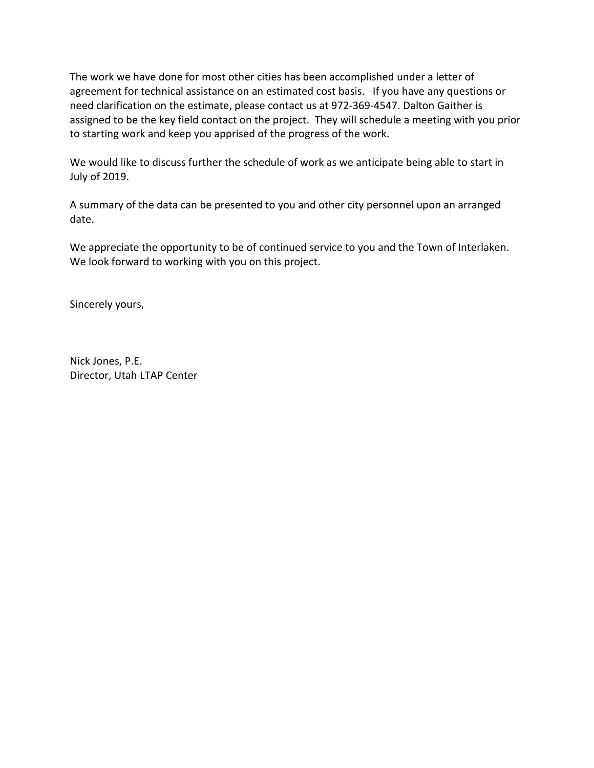The work we have done for most other cities has been accomplished under a letter of agreement for technical assistance on an estimated cost basis. If you have any questions or need clarification on the estimate, please contact us at 972-369-4547. Dalton Gaither is assigned to be the key field contact on the project. They will schedule a meeting with you prior to starting work and keep you apprised of the progress of the work.

We would like to discuss further the schedule of work as we anticipate being able to start in July of 2019.

A summary of the data can be presented to you and other city personnel upon an arranged date.

We appreciate the opportunity to be of continued service to you and the Town of Interlaken. We look forward to working with you on this project.

Sincerely yours,

Nick Jones, P.E.
Director, Utah LTAP Center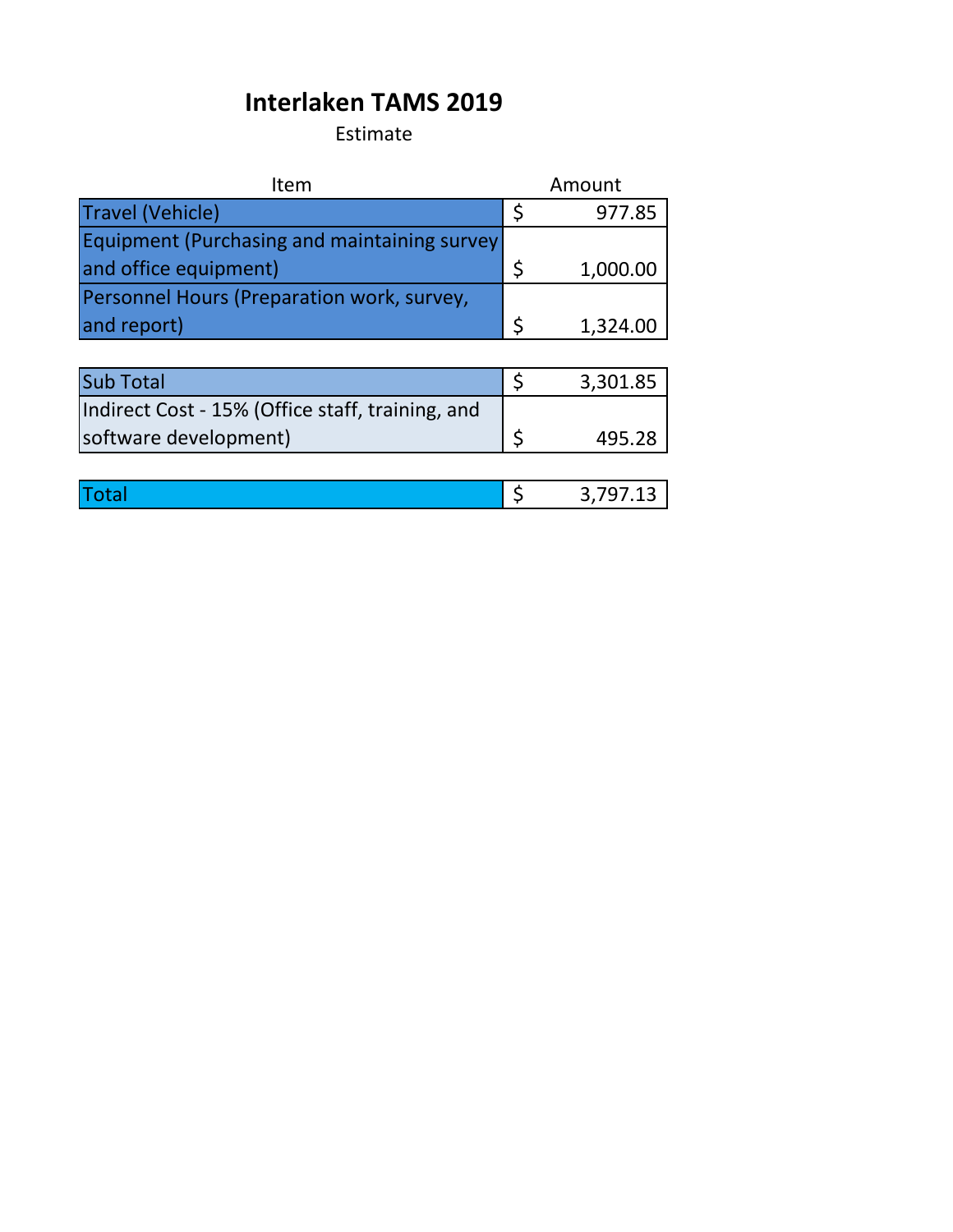# Interlaken TAMS 2019

Estimate

| Item | Amount |
|---|---|
| Travel (Vehicle) | $ 977.85 |
| Equipment (Purchasing and maintaining survey and office equipment) | $ 1,000.00 |
| Personnel Hours (Preparation work, survey, and report) | $ 1,324.00 |
| | |
| Sub Total | $ 3,301.85 |
| Indirect Cost - 15% (Office staff, training, and software development) | $ 495.28 |
| | |
| Total | $ 3,797.13 |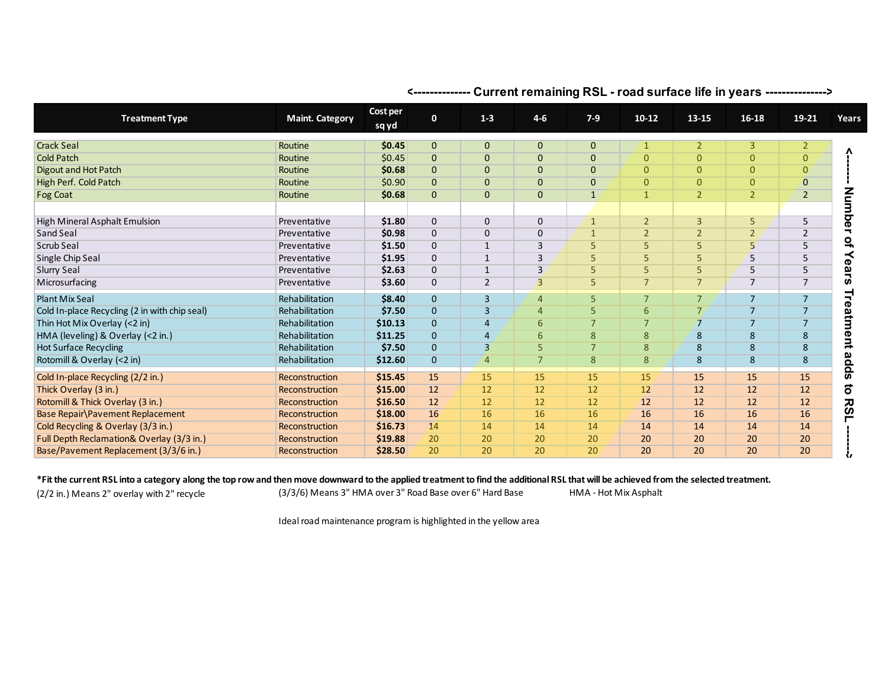<------------- Current remaining RSL - road surface life in years -------------->

| Treatment Type | Maint. Category | Cost per sq yd | 0 | 1-3 | 4-6 | 7-9 | 10-12 | 13-15 | 16-18 | 19-21 | Years |
|---|---|---|---|---|---|---|---|---|---|---|---|
| Crack Seal | Routine | **$0.45** | 0 | 0 | 0 | 0 | 1 | 2 | 3 | 2 | |
| Cold Patch | Routine | $0.45 | 0 | 0 | 0 | 0 | 0 | 0 | 0 | 0 | |
| Digout and Hot Patch | Routine | **$0.68** | 0 | 0 | 0 | 0 | 0 | 0 | 0 | 0 | |
| High Perf. Cold Patch | Routine | $0.90 | 0 | 0 | 0 | 0 | 0 | 0 | 0 | 0 | |
| Fog Coat | Routine | **$0.68** | 0 | 0 | 0 | 1 | 1 | 2 | 2 | 2 | |
| | | | | | | | | | | | |
| High Mineral Asphalt Emulsion | Preventative | **$1.80** | 0 | 0 | 0 | 1 | 2 | 3 | 5 | 5 | |
| Sand Seal | Preventative | **$0.98** | 0 | 0 | 0 | 1 | 2 | 2 | 2 | 2 | |
| Scrub Seal | Preventative | **$1.50** | 0 | 1 | 3 | 5 | 5 | 5 | 5 | 5 | |
| Single Chip Seal | Preventative | **$1.95** | 0 | 1 | 3 | 5 | 5 | 5 | 5 | 5 | |
| Slurry Seal | Preventative | **$2.63** | 0 | 1 | 3 | 5 | 5 | 5 | 5 | 5 | |
| Microsurfacing | Preventative | **$3.60** | 0 | 2 | 3 | 5 | 7 | 7 | 7 | 7 | |
| Plant Mix Seal | Rehabilitation | **$8.40** | 0 | 3 | 4 | 5 | 7 | 7 | 7 | 7 | |
| Cold In-place Recycling (2 in with chip seal) | Rehabilitation | **$7.50** | 0 | 3 | 4 | 5 | 6 | 7 | 7 | 7 | |
| Thin Hot Mix Overlay (<2 in) | Rehabilitation | **$10.13** | 0 | 4 | 6 | 7 | 7 | 7 | 7 | 7 | |
| HMA (leveling) & Overlay (<2 in.) | Rehabilitation | **$11.25** | 0 | 4 | 6 | 8 | 8 | 8 | 8 | 8 | |
| Hot Surface Recycling | Rehabilitation | **$7.50** | 0 | 3 | 5 | 7 | 8 | 8 | 8 | 8 | |
| Rotomill & Overlay (<2 in) | Rehabilitation | **$12.60** | 0 | 4 | 7 | 8 | 8 | 8 | 8 | 8 | |
| Cold In-place Recycling (2/2 in.) | Reconstruction | **$15.45** | 15 | 15 | 15 | 15 | 15 | 15 | 15 | 15 | |
| Thick Overlay (3 in.) | Reconstruction | **$15.00** | 12 | 12 | 12 | 12 | 12 | 12 | 12 | 12 | |
| Rotomill & Thick Overlay (3 in.) | Reconstruction | **$16.50** | 12 | 12 | 12 | 12 | 12 | 12 | 12 | 12 | |
| Base Repair\Pavement Replacement | Reconstruction | **$18.00** | 16 | 16 | 16 | 16 | 16 | 16 | 16 | 16 | |
| Cold Recycling & Overlay (3/3 in.) | Reconstruction | **$16.73** | 14 | 14 | 14 | 14 | 14 | 14 | 14 | 14 | |
| Full Depth Reclamation& Overlay (3/3 in.) | Reconstruction | **$19.88** | 20 | 20 | 20 | 20 | 20 | 20 | 20 | 20 | |
| Base/Pavement Replacement (3/3/6 in.) | Reconstruction | **$28.50** | 20 | 20 | 20 | 20 | 20 | 20 | 20 | 20 | |

<------ Number of Years Treatment adds to RSL ------>

**\*Fit the current RSL into a category along the top row and then move downward to the applied treatment to find the additional RSL that will be achieved from the selected treatment.**

(2/2 in.) Means 2" overlay with 2" recycle

(3/3/6) Means 3" HMA over 3" Road Base over 6" Hard Base

HMA - Hot Mix Asphalt

Ideal road maintenance program is highlighted in the yellow area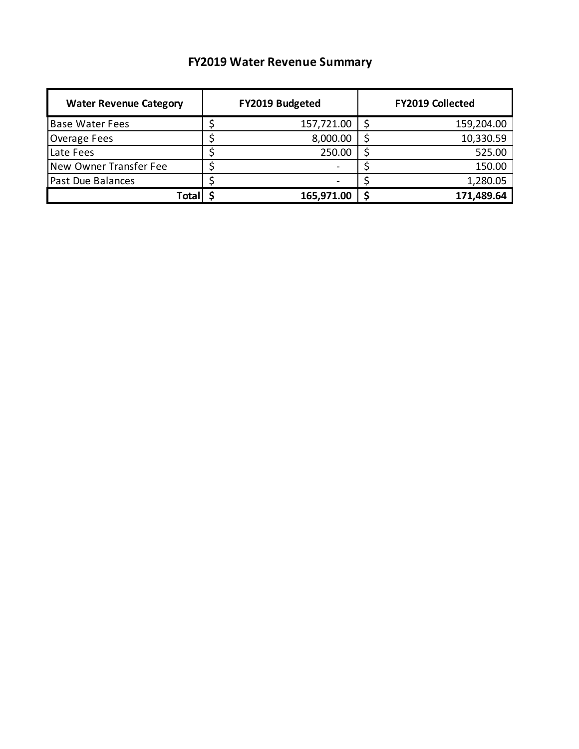# FY2019 Water Revenue Summary

| Water Revenue Category | FY2019 Budgeted | FY2019 Collected |
|---|---|---|
| Base Water Fees | $ 157,721.00 | $ 159,204.00 |
| Overage Fees | $ 8,000.00 | $ 10,330.59 |
| Late Fees | $ 250.00 | $ 525.00 |
| New Owner Transfer Fee | $ - | $ 150.00 |
| Past Due Balances | $ - | $ 1,280.05 |
| **Total** | **$ 165,971.00** | **$ 171,489.64** |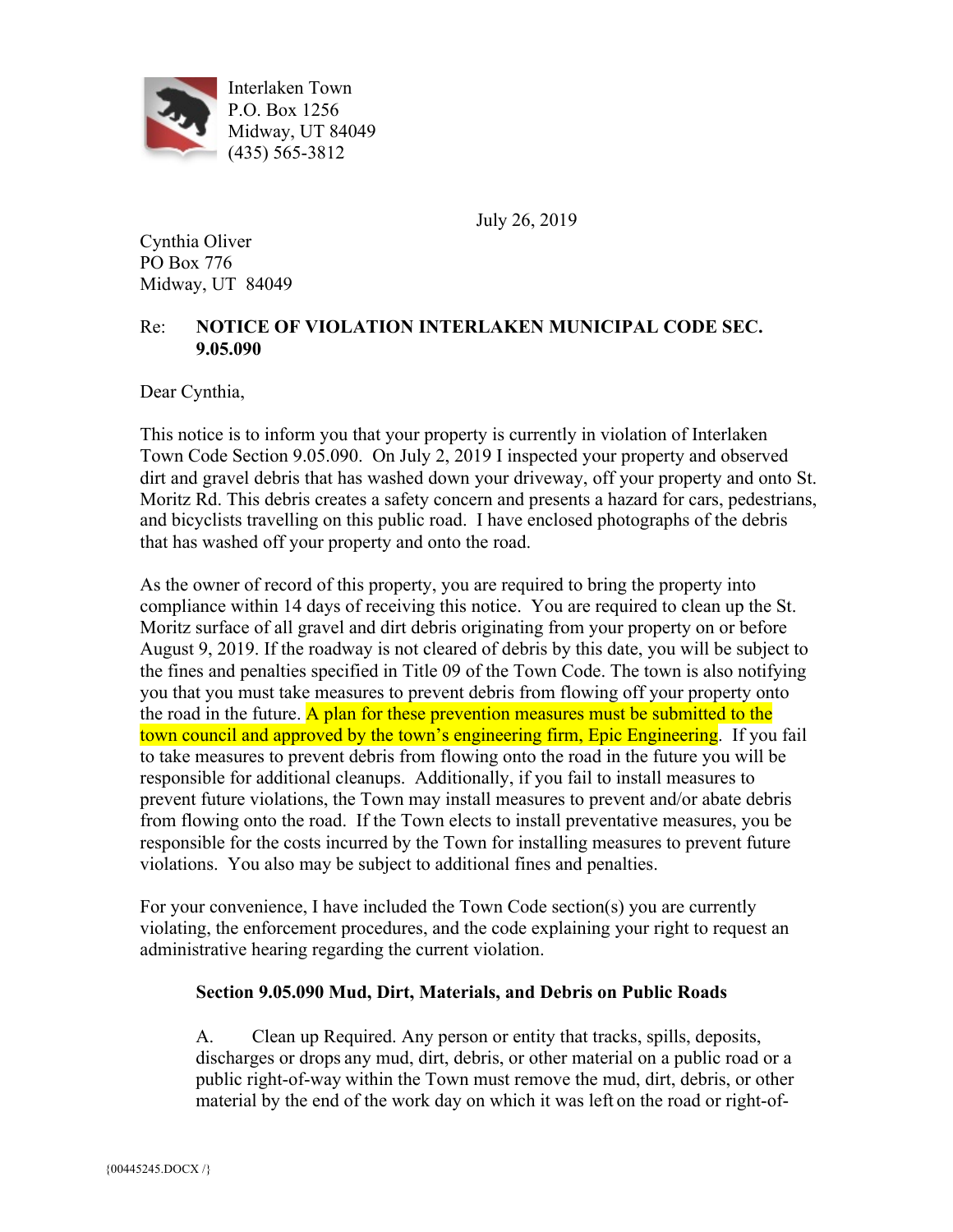Interlaken Town
P.O. Box 1256
Midway, UT 84049
(435) 565-3812

July 26, 2019

Cynthia Oliver
PO Box 776
Midway, UT 84049

Re: **NOTICE OF VIOLATION INTERLAKEN MUNICIPAL CODE SEC. 9.05.090**

Dear Cynthia,

This notice is to inform you that your property is currently in violation of Interlaken Town Code Section 9.05.090. On July 2, 2019 I inspected your property and observed dirt and gravel debris that has washed down your driveway, off your property and onto St. Moritz Rd. This debris creates a safety concern and presents a hazard for cars, pedestrians, and bicyclists travelling on this public road. I have enclosed photographs of the debris that has washed off your property and onto the road.

As the owner of record of this property, you are required to bring the property into compliance within 14 days of receiving this notice. You are required to clean up the St. Moritz surface of all gravel and dirt debris originating from your property on or before August 9, 2019. If the roadway is not cleared of debris by this date, you will be subject to the fines and penalties specified in Title 09 of the Town Code. The town is also notifying you that you must take measures to prevent debris from flowing off your property onto the road in the future. A plan for these prevention measures must be submitted to the town council and approved by the town's engineering firm, Epic Engineering. If you fail to take measures to prevent debris from flowing onto the road in the future you will be responsible for additional cleanups. Additionally, if you fail to install measures to prevent future violations, the Town may install measures to prevent and/or abate debris from flowing onto the road. If the Town elects to install preventative measures, you be responsible for the costs incurred by the Town for installing measures to prevent future violations. You also may be subject to additional fines and penalties.

For your convenience, I have included the Town Code section(s) you are currently violating, the enforcement procedures, and the code explaining your right to request an administrative hearing regarding the current violation.

**Section 9.05.090 Mud, Dirt, Materials, and Debris on Public Roads**

A. Clean up Required. Any person or entity that tracks, spills, deposits, discharges or drops any mud, dirt, debris, or other material on a public road or a public right-of-way within the Town must remove the mud, dirt, debris, or other material by the end of the work day on which it was left on the road or right-of-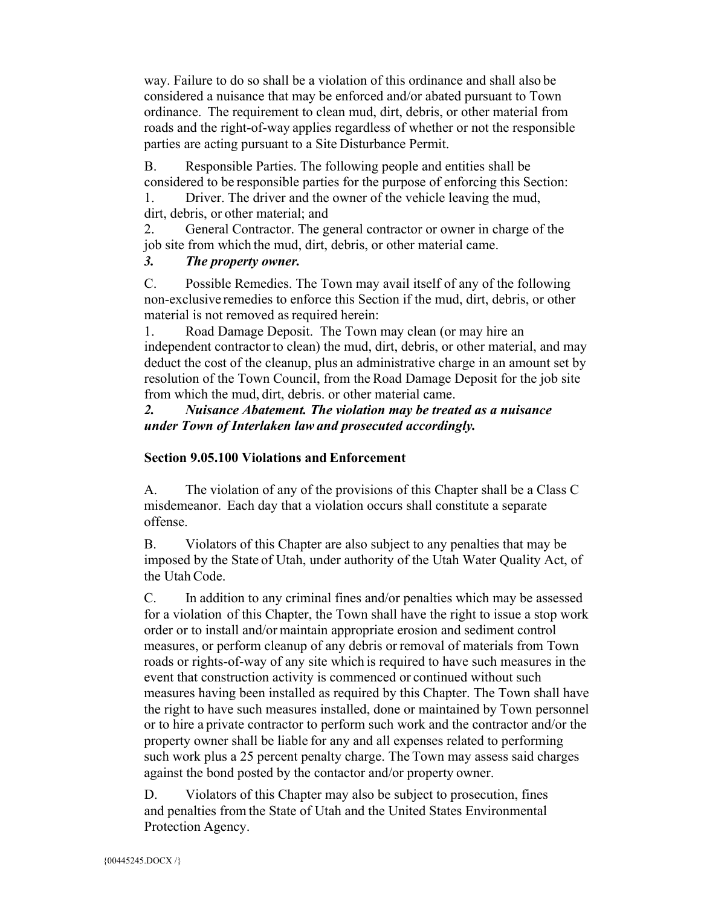way. Failure to do so shall be a violation of this ordinance and shall also be considered a nuisance that may be enforced and/or abated pursuant to Town ordinance. The requirement to clean mud, dirt, debris, or other material from roads and the right-of-way applies regardless of whether or not the responsible parties are acting pursuant to a Site Disturbance Permit.

B. Responsible Parties. The following people and entities shall be considered to be responsible parties for the purpose of enforcing this Section:

1. Driver. The driver and the owner of the vehicle leaving the mud, dirt, debris, or other material; and
2. General Contractor. The general contractor or owner in charge of the job site from which the mud, dirt, debris, or other material came.
3. ***The property owner.***

C. Possible Remedies. The Town may avail itself of any of the following non-exclusive remedies to enforce this Section if the mud, dirt, debris, or other material is not removed as required herein:

1. Road Damage Deposit. The Town may clean (or may hire an independent contractor to clean) the mud, dirt, debris, or other material, and may deduct the cost of the cleanup, plus an administrative charge in an amount set by resolution of the Town Council, from the Road Damage Deposit for the job site from which the mud, dirt, debris. or other material came.
2. ***Nuisance Abatement. The violation may be treated as a nuisance under Town of Interlaken law and prosecuted accordingly.***

**Section 9.05.100 Violations and Enforcement**

A. The violation of any of the provisions of this Chapter shall be a Class C misdemeanor. Each day that a violation occurs shall constitute a separate offense.

B. Violators of this Chapter are also subject to any penalties that may be imposed by the State of Utah, under authority of the Utah Water Quality Act, of the Utah Code.

C. In addition to any criminal fines and/or penalties which may be assessed for a violation of this Chapter, the Town shall have the right to issue a stop work order or to install and/or maintain appropriate erosion and sediment control measures, or perform cleanup of any debris or removal of materials from Town roads or rights-of-way of any site which is required to have such measures in the event that construction activity is commenced or continued without such measures having been installed as required by this Chapter. The Town shall have the right to have such measures installed, done or maintained by Town personnel or to hire a private contractor to perform such work and the contractor and/or the property owner shall be liable for any and all expenses related to performing such work plus a 25 percent penalty charge. The Town may assess said charges against the bond posted by the contactor and/or property owner.

D. Violators of this Chapter may also be subject to prosecution, fines and penalties from the State of Utah and the United States Environmental Protection Agency.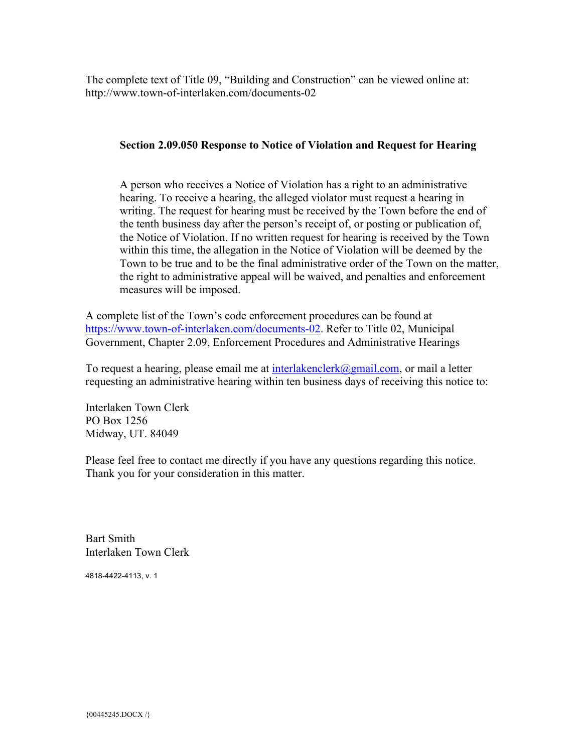The complete text of Title 09, "Building and Construction" can be viewed online at: http://www.town-of-interlaken.com/documents-02

**Section 2.09.050 Response to Notice of Violation and Request for Hearing**

> A person who receives a Notice of Violation has a right to an administrative hearing. To receive a hearing, the alleged violator must request a hearing in writing. The request for hearing must be received by the Town before the end of the tenth business day after the person's receipt of, or posting or publication of, the Notice of Violation. If no written request for hearing is received by the Town within this time, the allegation in the Notice of Violation will be deemed by the Town to be true and to be the final administrative order of the Town on the matter, the right to administrative appeal will be waived, and penalties and enforcement measures will be imposed.

A complete list of the Town's code enforcement procedures can be found at https://www.town-of-interlaken.com/documents-02. Refer to Title 02, Municipal Government, Chapter 2.09, Enforcement Procedures and Administrative Hearings

To request a hearing, please email me at interlakenclerk@gmail.com, or mail a letter requesting an administrative hearing within ten business days of receiving this notice to:

Interlaken Town Clerk
PO Box 1256
Midway, UT. 84049

Please feel free to contact me directly if you have any questions regarding this notice. Thank you for your consideration in this matter.

Bart Smith
Interlaken Town Clerk

4818-4422-4113, v. 1

{00445245.DOCX /}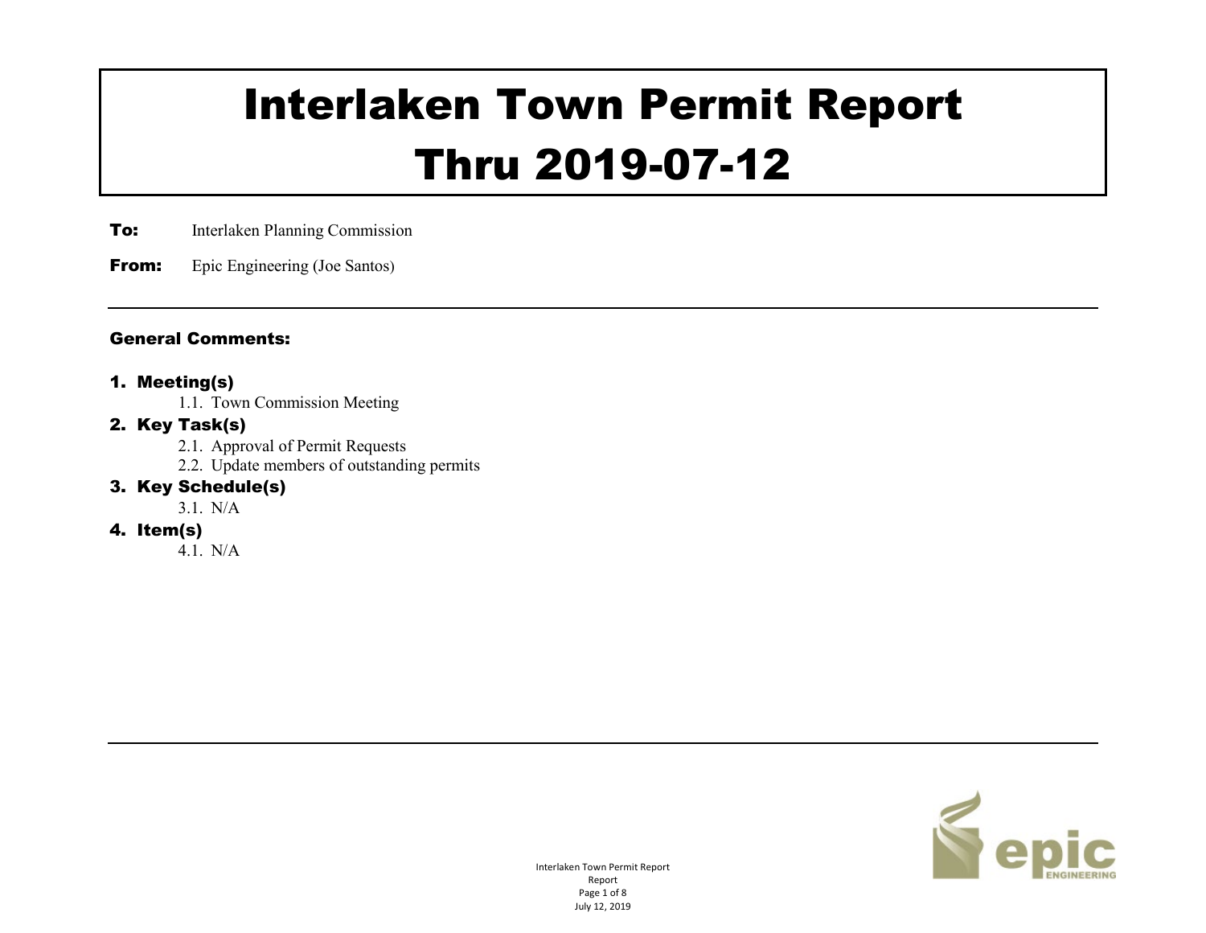# Interlaken Town Permit Report
# Thru 2019-07-12

**To:** Interlaken Planning Commission

**From:** Epic Engineering (Joe Santos)

---

### General Comments:

1. **Meeting(s)**
    1.1. Town Commission Meeting
2. **Key Task(s)**
    2.1. Approval of Permit Requests
    2.2. Update members of outstanding permits
3. **Key Schedule(s)**
    3.1. N/A
4. **Item(s)**
    4.1. N/A

---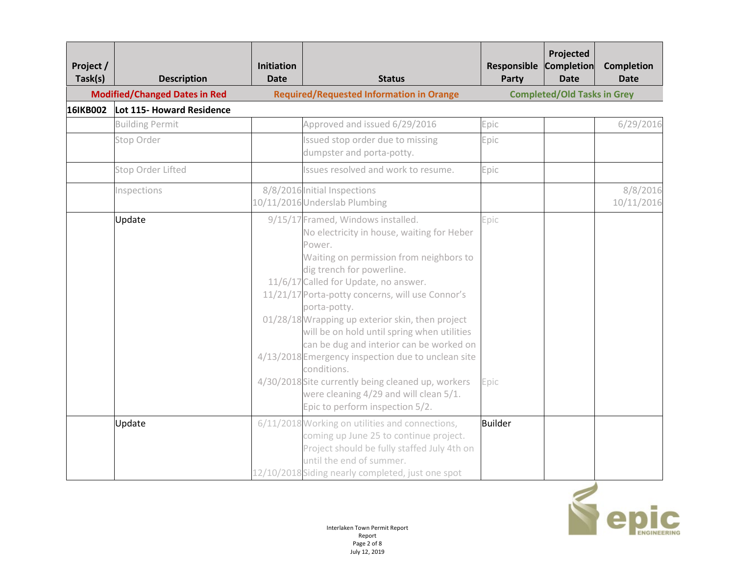| Project / Task(s) | Description | Initiation Date | Status | Responsible Party | Projected Completion Date | Completion Date |
|---|---|---|---|---|---|---|
| Modified/Changed Dates in Red | | | Required/Requested Information in Orange | Completed/Old Tasks in Grey | | |
| 16IKB002 | Lot 115- Howard Residence | | | | | |
| | Building Permit | | Approved and issued 6/29/2016 | Epic | | 6/29/2016 |
| | Stop Order | | Issued stop order due to missing dumpster and porta-potty. | Epic | | |
| | Stop Order Lifted | | Issues resolved and work to resume. | Epic | | |
| | Inspections | 8/8/2016<br>10/11/2016 | Initial Inspections<br>Underslab Plumbing | | | 8/8/2016<br>10/11/2016 |
| | Update | 9/15/17<br><br><br><br><br>11/6/17<br>11/21/17<br><br>01/28/18<br><br><br>4/13/2018<br><br>4/30/2018 | Framed, Windows installed.<br>No electricity in house, waiting for Heber Power.<br>Waiting on permission from neighbors to dig trench for powerline.<br>Called for Update, no answer.<br>Porta-potty concerns, will use Connor's porta-potty.<br>Wrapping up exterior skin, then project will be on hold until spring when utilities can be dug and interior can be worked on<br>Emergency inspection due to unclean site conditions.<br>Site currently being cleaned up, workers were cleaning 4/29 and will clean 5/1. Epic to perform inspection 5/2. | Epic<br><br><br><br><br><br><br><br><br><br><br><br>Epic | | |
| | Update | 6/11/2018<br><br><br><br>12/10/2018 | Working on utilities and connections, coming up June 25 to continue project. Project should be fully staffed July 4th on until the end of summer.<br>Siding nearly completed, just one spot | Builder | | |

Interlaken Town Permit Report
Report
July 12, 2019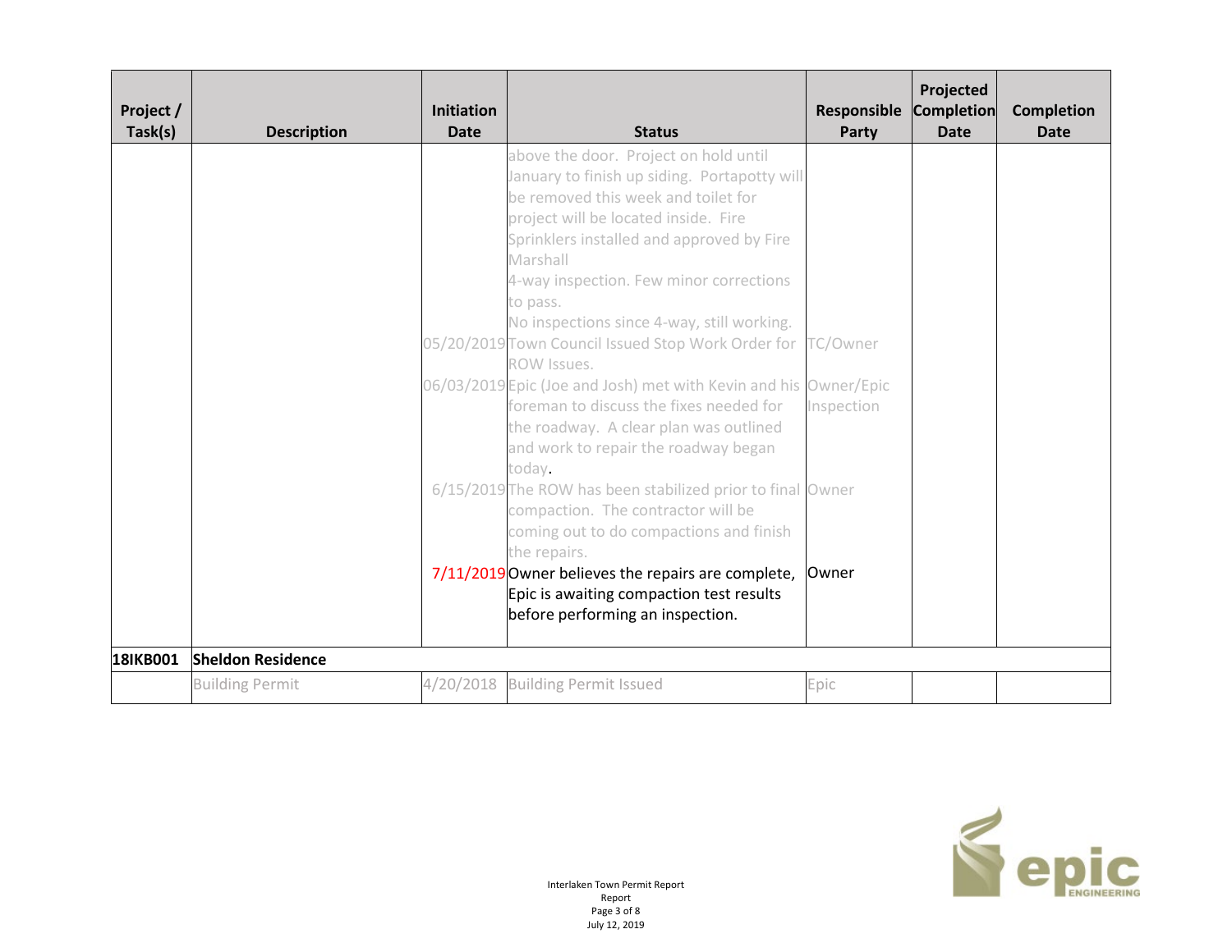| Project / Task(s) | Description | Initiation Date | Status | Responsible Party | Projected Completion Date | Completion Date |
|---|---|---|---|---|---|---|
| | | | above the door. Project on hold until January to finish up siding. Portapotty will be removed this week and toilet for project will be located inside. Fire Sprinklers installed and approved by Fire Marshall<br>4-way inspection. Few minor corrections to pass.<br>No inspections since 4-way, still working. | | | |
| | | 05/20/2019 | Town Council Issued Stop Work Order for ROW Issues. | TC/Owner | | |
| | | 06/03/2019 | Epic (Joe and Josh) met with Kevin and his foreman to discuss the fixes needed for the roadway. A clear plan was outlined and work to repair the roadway began today. | Owner/Epic Inspection | | |
| | | 6/15/2019 | The ROW has been stabilized prior to final compaction. The contractor will be coming out to do compactions and finish the repairs. | Owner | | |
| | | 7/11/2019 | Owner believes the repairs are complete, Epic is awaiting compaction test results before performing an inspection. | Owner | | |
| **18IKB001** | **Sheldon Residence** | | | | | |
| | Building Permit | 4/20/2018 | Building Permit Issued | Epic | | |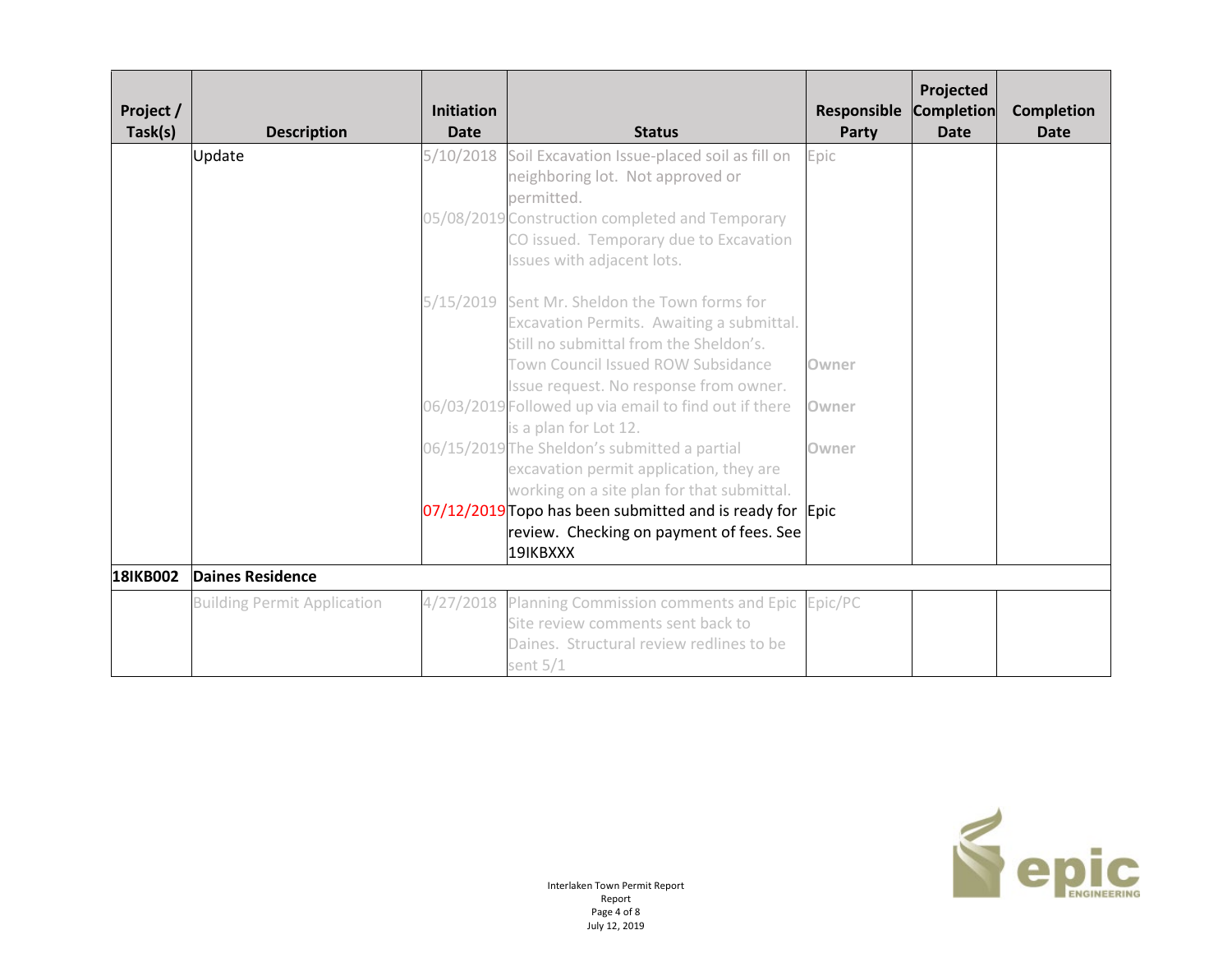| Project / Task(s) | Description | Initiation Date | Status | Responsible Party | Projected Completion Date | Completion Date |
|---|---|---|---|---|---|---|
| | Update | 5/10/2018 | Soil Excavation Issue-placed soil as fill on neighboring lot. Not approved or permitted. | Epic | | |
| | | 05/08/2019 | Construction completed and Temporary CO issued. Temporary due to Excavation Issues with adjacent lots. | | | |
| | | 5/15/2019 | Sent Mr. Sheldon the Town forms for Excavation Permits. Awaiting a submittal. Still no submittal from the Sheldon's. Town Council Issued ROW Subsidance Issue request. No response from owner. | Owner | | |
| | | 06/03/2019 | Followed up via email to find out if there is a plan for Lot 12. | Owner | | |
| | | 06/15/2019 | The Sheldon's submitted a partial excavation permit application, they are working on a site plan for that submittal. | Owner | | |
| | | 07/12/2019 | Topo has been submitted and is ready for review. Checking on payment of fees. See 19IKBXXX | Epic | | |
| **18IKB002** | **Daines Residence** | | | | | |
| | Building Permit Application | 4/27/2018 | Planning Commission comments and Epic Site review comments sent back to Daines. Structural review redlines to be sent 5/1 | Epic/PC | | |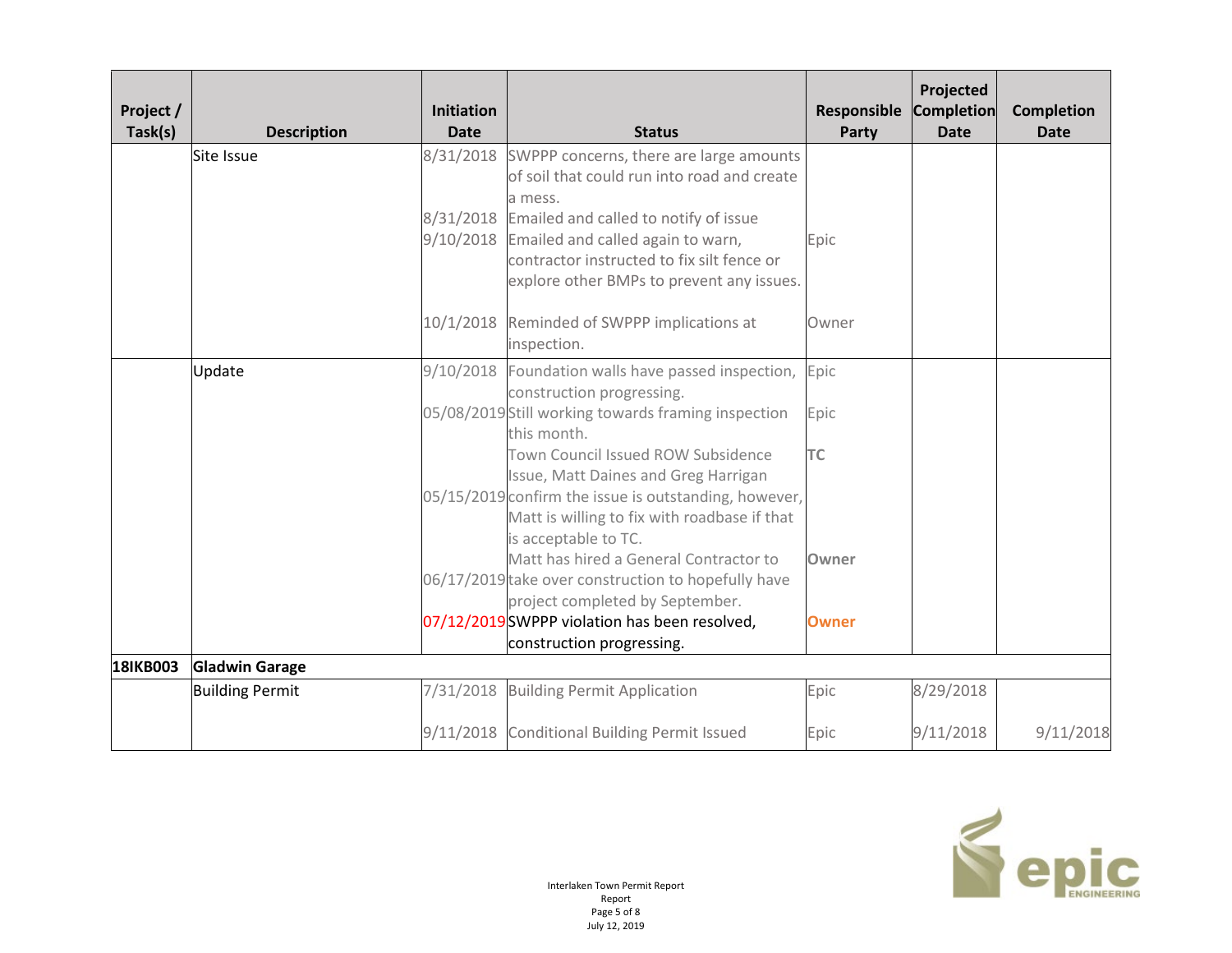| Project / Task(s) | Description | Initiation Date | Status | Responsible Party | Projected Completion Date | Completion Date |
|---|---|---|---|---|---|---|
| | Site Issue | 8/31/2018 | SWPPP concerns, there are large amounts of soil that could run into road and create a mess. | | | |
| | | 8/31/2018 | Emailed and called to notify of issue | | | |
| | | 9/10/2018 | Emailed and called again to warn, contractor instructed to fix silt fence or explore other BMPs to prevent any issues. | Epic | | |
| | | 10/1/2018 | Reminded of SWPPP implications at inspection. | Owner | | |
| | Update | 9/10/2018 | Foundation walls have passed inspection, construction progressing. | Epic | | |
| | | 05/08/2019 | Still working towards framing inspection this month. | Epic | | |
| | | 05/15/2019 | Town Council Issued ROW Subsidence Issue, Matt Daines and Greg Harrigan confirm the issue is outstanding, however, Matt is willing to fix with roadbase if that is acceptable to TC. | TC | | |
| | | 06/17/2019 | Matt has hired a General Contractor to take over construction to hopefully have project completed by September. | Owner | | |
| | | 07/12/2019 | SWPPP violation has been resolved, construction progressing. | Owner | | |
| **18IKB003** | **Gladwin Garage** | | | | | |
| | Building Permit | 7/31/2018 | Building Permit Application | Epic | 8/29/2018 | |
| | | 9/11/2018 | Conditional Building Permit Issued | Epic | 9/11/2018 | 9/11/2018 |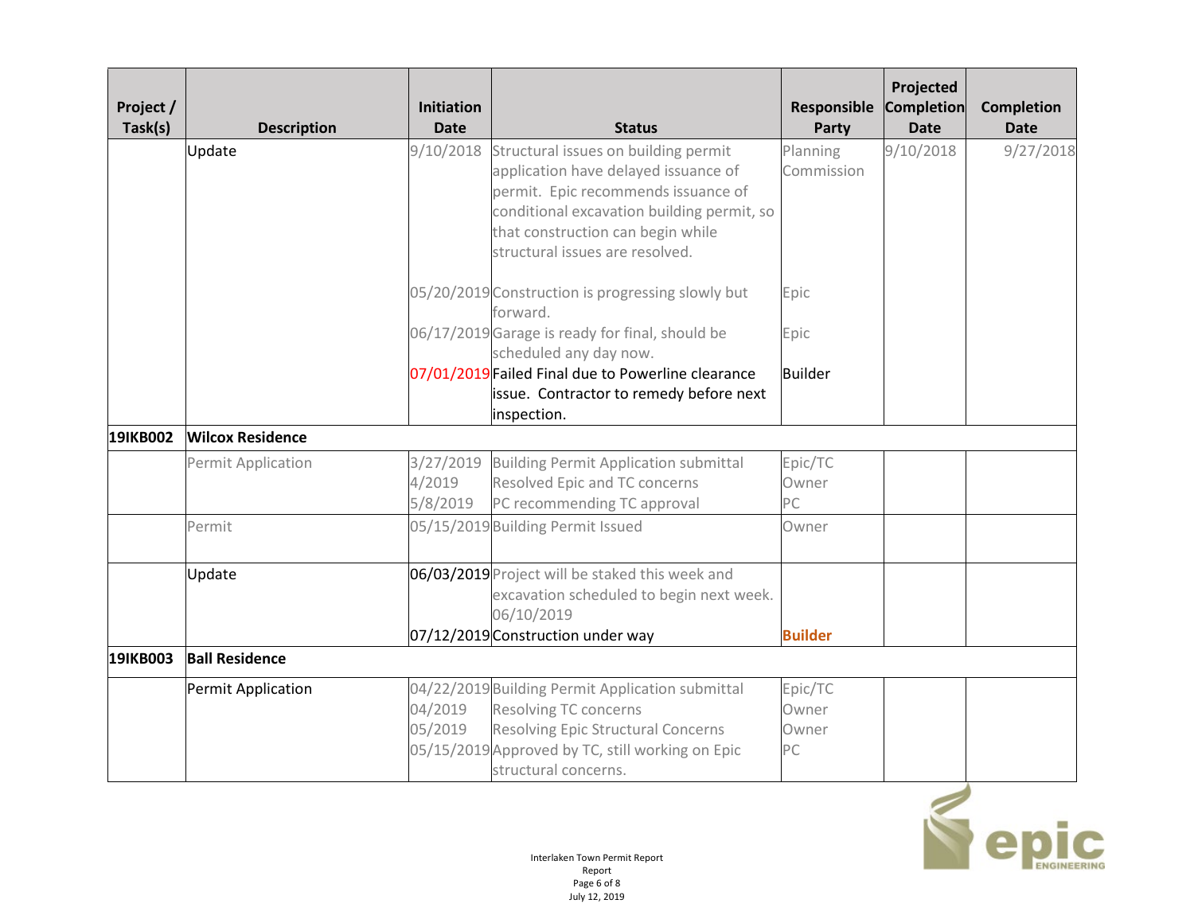| Project / Task(s) | Description | Initiation Date | Status | Responsible Party | Projected Completion Date | Completion Date |
|---|---|---|---|---|---|---|
| | Update | 9/10/2018 | Structural issues on building permit application have delayed issuance of permit. Epic recommends issuance of conditional excavation building permit, so that construction can begin while structural issues are resolved. | Planning Commission | 9/10/2018 | 9/27/2018 |
| | | 05/20/2019 | Construction is progressing slowly but forward. | Epic | | |
| | | 06/17/2019 | Garage is ready for final, should be scheduled any day now. | Epic | | |
| | | 07/01/2019 | Failed Final due to Powerline clearance issue. Contractor to remedy before next inspection. | Builder | | |
| **19IKB002** | **Wilcox Residence** | | | | | |
| | Permit Application | 3/27/2019<br>4/2019<br>5/8/2019 | Building Permit Application submittal<br>Resolved Epic and TC concerns<br>PC recommending TC approval | Epic/TC<br>Owner<br>PC | | |
| | Permit | 05/15/2019 | Building Permit Issued | Owner | | |
| | Update | 06/03/2019 | Project will be staked this week and excavation scheduled to begin next week. 06/10/2019 | | | |
| | | 07/12/2019 | Construction under way | **Builder** | | |
| **19IKB003** | **Ball Residence** | | | | | |
| | Permit Application | 04/22/2019<br>04/2019<br>05/2019<br>05/15/2019 | Building Permit Application submittal<br>Resolving TC concerns<br>Resolving Epic Structural Concerns<br>Approved by TC, still working on Epic structural concerns. | Epic/TC<br>Owner<br>Owner<br>PC | | |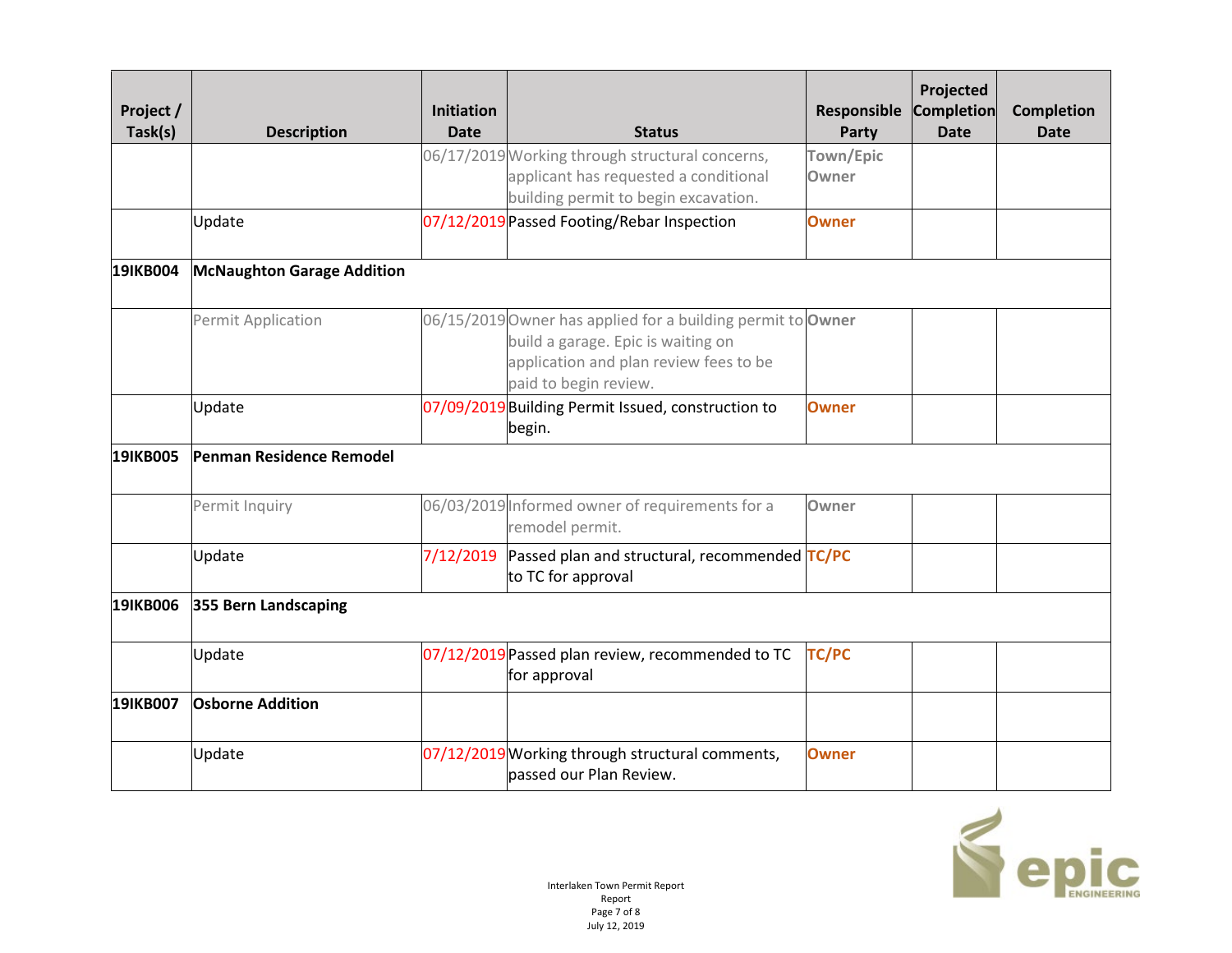| Project / Task(s) | Description | Initiation Date | Status | Responsible Party | Projected Completion Date | Completion Date |
|---|---|---|---|---|---|---|
| | | 06/17/2019 | Working through structural concerns, applicant has requested a conditional building permit to begin excavation. | Town/Epic Owner | | |
| | Update | 07/12/2019 | Passed Footing/Rebar Inspection | Owner | | |
| **19IKB004** | **McNaughton Garage Addition** | | | | | |
| | Permit Application | 06/15/2019 | Owner has applied for a building permit to build a garage. Epic is waiting on application and plan review fees to be paid to begin review. | Owner | | |
| | Update | 07/09/2019 | Building Permit Issued, construction to begin. | Owner | | |
| **19IKB005** | **Penman Residence Remodel** | | | | | |
| | Permit Inquiry | 06/03/2019 | Informed owner of requirements for a remodel permit. | Owner | | |
| | Update | 7/12/2019 | Passed plan and structural, recommended to TC for approval | TC/PC | | |
| **19IKB006** | **355 Bern Landscaping** | | | | | |
| | Update | 07/12/2019 | Passed plan review, recommended to TC for approval | TC/PC | | |
| **19IKB007** | **Osborne Addition** | | | | | |
| | Update | 07/12/2019 | Working through structural comments, passed our Plan Review. | Owner | | |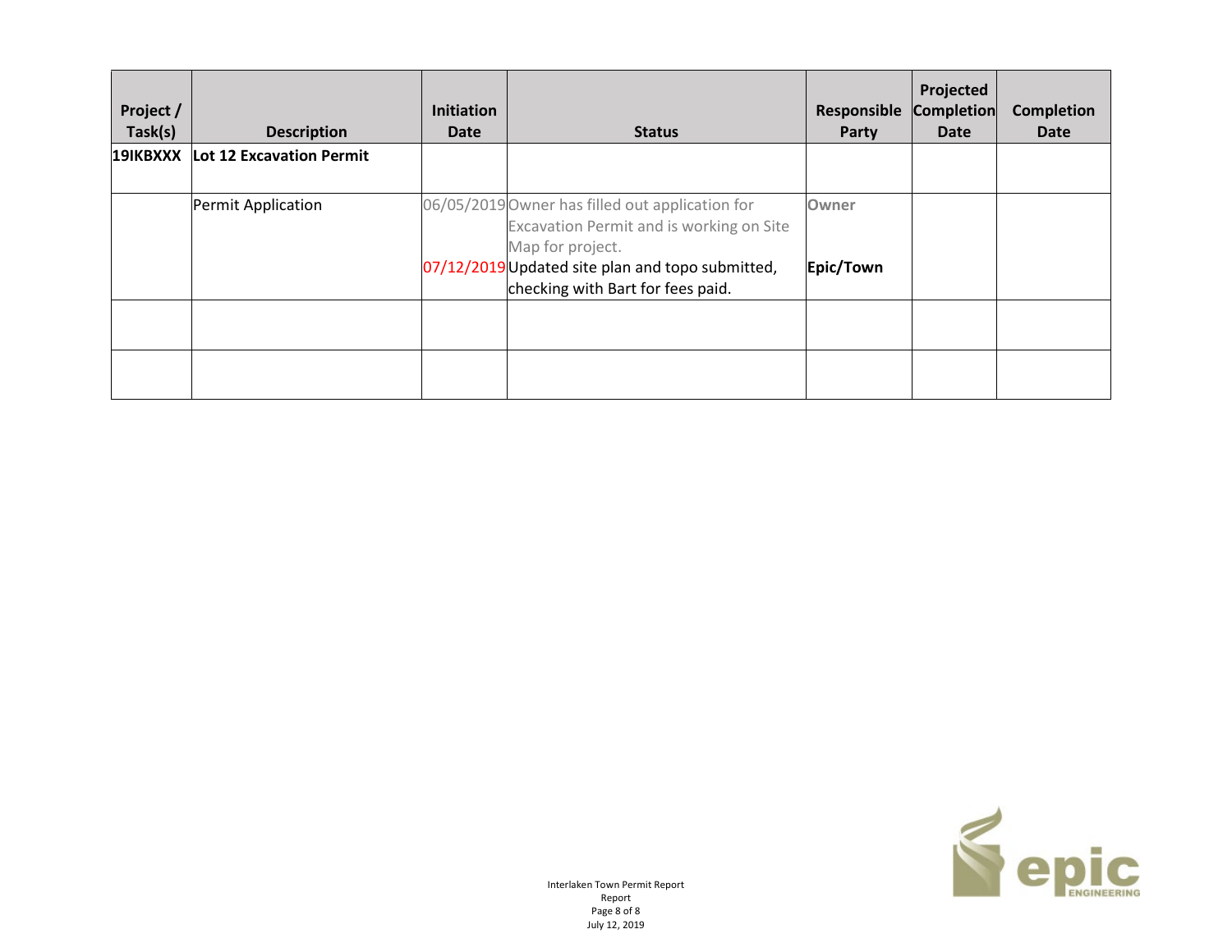| Project / Task(s) | Description | Initiation Date | Status | Responsible Party | Projected Completion Date | Completion Date |
|---|---|---|---|---|---|---|
| **19IKBXXX** | **Lot 12 Excavation Permit** | | | | | |
| | Permit Application | 06/05/2019<br>07/12/2019 | Owner has filled out application for Excavation Permit and is working on Site Map for project.<br>Updated site plan and topo submitted, checking with Bart for fees paid. | **Owner**<br>**Epic/Town** | | |
| | | | | | | |
| | | | | | | |